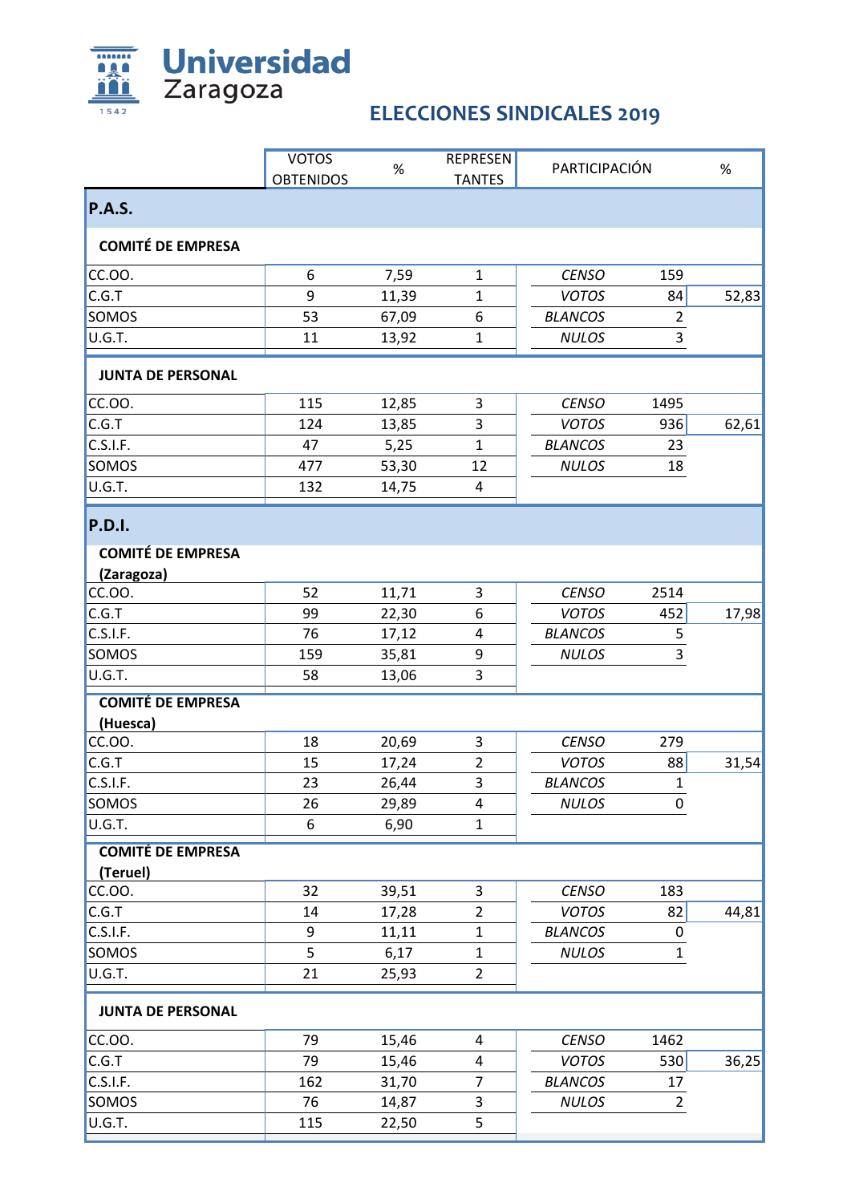Universidad Zaragoza

## ELECCIONES SINDICALES 2019

| | VOTOS OBTENIDOS | % | REPRESENTANTES | PARTICIPACIÓN | | % |
|---|---|---|---|---|---|---|
| **P.A.S.** | | | | | | |
| **COMITÉ DE EMPRESA** | | | | | | |
| CC.OO. | 6 | 7,59 | 1 | *CENSO* | 159 | |
| C.G.T | 9 | 11,39 | 1 | *VOTOS* | 84 | 52,83 |
| SOMOS | 53 | 67,09 | 6 | *BLANCOS* | 2 | |
| U.G.T. | 11 | 13,92 | 1 | *NULOS* | 3 | |
| **JUNTA DE PERSONAL** | | | | | | |
| CC.OO. | 115 | 12,85 | 3 | *CENSO* | 1495 | |
| C.G.T | 124 | 13,85 | 3 | *VOTOS* | 936 | 62,61 |
| C.S.I.F. | 47 | 5,25 | 1 | *BLANCOS* | 23 | |
| SOMOS | 477 | 53,30 | 12 | *NULOS* | 18 | |
| U.G.T. | 132 | 14,75 | 4 | | | |
| **P.D.I.** | | | | | | |
| **COMITÉ DE EMPRESA (Zaragoza)** | | | | | | |
| CC.OO. | 52 | 11,71 | 3 | *CENSO* | 2514 | |
| C.G.T | 99 | 22,30 | 6 | *VOTOS* | 452 | 17,98 |
| C.S.I.F. | 76 | 17,12 | 4 | *BLANCOS* | 5 | |
| SOMOS | 159 | 35,81 | 9 | *NULOS* | 3 | |
| U.G.T. | 58 | 13,06 | 3 | | | |
| **COMITÉ DE EMPRESA (Huesca)** | | | | | | |
| CC.OO. | 18 | 20,69 | 3 | *CENSO* | 279 | |
| C.G.T | 15 | 17,24 | 2 | *VOTOS* | 88 | 31,54 |
| C.S.I.F. | 23 | 26,44 | 3 | *BLANCOS* | 1 | |
| SOMOS | 26 | 29,89 | 4 | *NULOS* | 0 | |
| U.G.T. | 6 | 6,90 | 1 | | | |
| **COMITÉ DE EMPRESA (Teruel)** | | | | | | |
| CC.OO. | 32 | 39,51 | 3 | *CENSO* | 183 | |
| C.G.T | 14 | 17,28 | 2 | *VOTOS* | 82 | 44,81 |
| C.S.I.F. | 9 | 11,11 | 1 | *BLANCOS* | 0 | |
| SOMOS | 5 | 6,17 | 1 | *NULOS* | 1 | |
| U.G.T. | 21 | 25,93 | 2 | | | |
| **JUNTA DE PERSONAL** | | | | | | |
| CC.OO. | 79 | 15,46 | 4 | *CENSO* | 1462 | |
| C.G.T | 79 | 15,46 | 4 | *VOTOS* | 530 | 36,25 |
| C.S.I.F. | 162 | 31,70 | 7 | *BLANCOS* | 17 | |
| SOMOS | 76 | 14,87 | 3 | *NULOS* | 2 | |
| U.G.T. | 115 | 22,50 | 5 | | | |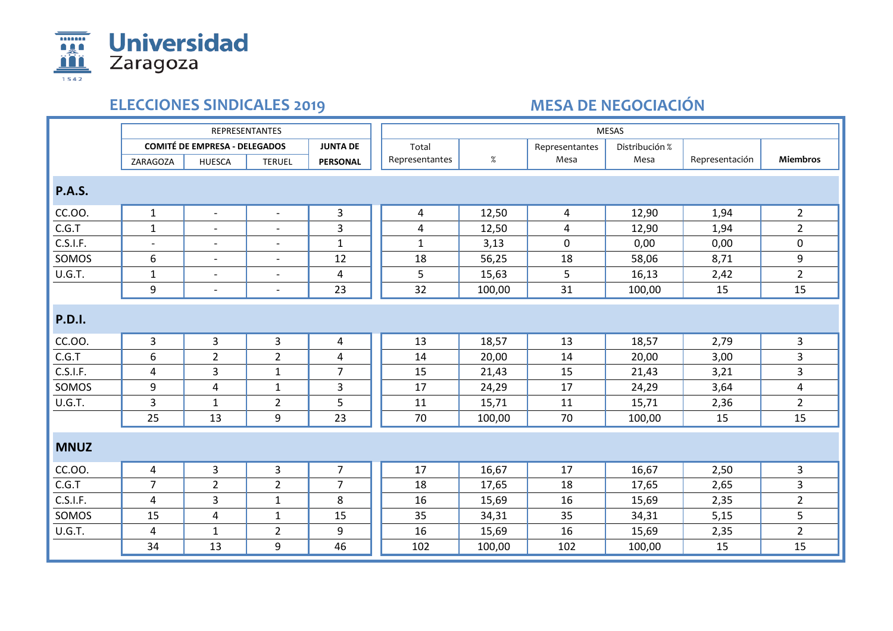Universidad Zaragoza

## ELECCIONES SINDICALES 2019

## MESA DE NEGOCIACIÓN

| | REPRESENTANTES | | | | MESAS | | | | | |
|---|---|---|---|---|---|---|---|---|---|---|
| | COMITÉ DE EMPRESA - DELEGADOS | | | JUNTA DE PERSONAL | Total Representantes | % | Representantes Mesa | Distribución % Mesa | Representación | Miembros |
| | ZARAGOZA | HUESCA | TERUEL | | | | | | | |
| **P.A.S.** | | | | | | | | | | |
| CC.OO. | 1 | - | - | 3 | 4 | 12,50 | 4 | 12,90 | 1,94 | 2 |
| C.G.T | 1 | - | - | 3 | 4 | 12,50 | 4 | 12,90 | 1,94 | 2 |
| C.S.I.F. | - | - | - | 1 | 1 | 3,13 | 0 | 0,00 | 0,00 | 0 |
| SOMOS | 6 | - | - | 12 | 18 | 56,25 | 18 | 58,06 | 8,71 | 9 |
| U.G.T. | 1 | - | - | 4 | 5 | 15,63 | 5 | 16,13 | 2,42 | 2 |
| | 9 | - | - | 23 | 32 | 100,00 | 31 | 100,00 | 15 | 15 |
| **P.D.I.** | | | | | | | | | | |
| CC.OO. | 3 | 3 | 3 | 4 | 13 | 18,57 | 13 | 18,57 | 2,79 | 3 |
| C.G.T | 6 | 2 | 2 | 4 | 14 | 20,00 | 14 | 20,00 | 3,00 | 3 |
| C.S.I.F. | 4 | 3 | 1 | 7 | 15 | 21,43 | 15 | 21,43 | 3,21 | 3 |
| SOMOS | 9 | 4 | 1 | 3 | 17 | 24,29 | 17 | 24,29 | 3,64 | 4 |
| U.G.T. | 3 | 1 | 2 | 5 | 11 | 15,71 | 11 | 15,71 | 2,36 | 2 |
| | 25 | 13 | 9 | 23 | 70 | 100,00 | 70 | 100,00 | 15 | 15 |
| **MNUZ** | | | | | | | | | | |
| CC.OO. | 4 | 3 | 3 | 7 | 17 | 16,67 | 17 | 16,67 | 2,50 | 3 |
| C.G.T | 7 | 2 | 2 | 7 | 18 | 17,65 | 18 | 17,65 | 2,65 | 3 |
| C.S.I.F. | 4 | 3 | 1 | 8 | 16 | 15,69 | 16 | 15,69 | 2,35 | 2 |
| SOMOS | 15 | 4 | 1 | 15 | 35 | 34,31 | 35 | 34,31 | 5,15 | 5 |
| U.G.T. | 4 | 1 | 2 | 9 | 16 | 15,69 | 16 | 15,69 | 2,35 | 2 |
| | 34 | 13 | 9 | 46 | 102 | 100,00 | 102 | 100,00 | 15 | 15 |